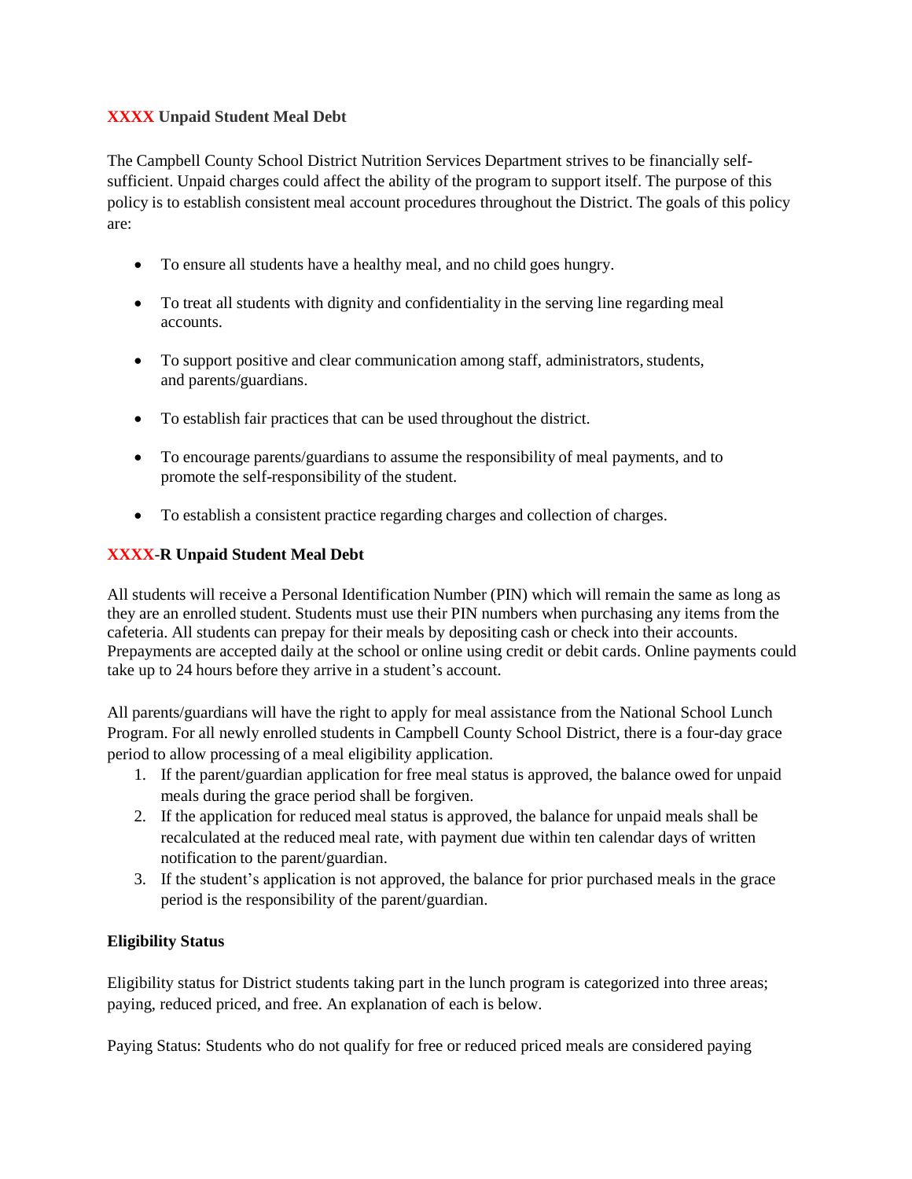## XXXX Unpaid Student Meal Debt

The Campbell County School District Nutrition Services Department strives to be financially self-sufficient. Unpaid charges could affect the ability of the program to support itself. The purpose of this policy is to establish consistent meal account procedures throughout the District. The goals of this policy are:

- To ensure all students have a healthy meal, and no child goes hungry.
- To treat all students with dignity and confidentiality in the serving line regarding meal accounts.
- To support positive and clear communication among staff, administrators, students, and parents/guardians.
- To establish fair practices that can be used throughout the district.
- To encourage parents/guardians to assume the responsibility of meal payments, and to promote the self-responsibility of the student.
- To establish a consistent practice regarding charges and collection of charges.

## XXXX-R Unpaid Student Meal Debt

All students will receive a Personal Identification Number (PIN) which will remain the same as long as they are an enrolled student. Students must use their PIN numbers when purchasing any items from the cafeteria. All students can prepay for their meals by depositing cash or check into their accounts. Prepayments are accepted daily at the school or online using credit or debit cards. Online payments could take up to 24 hours before they arrive in a student's account.

All parents/guardians will have the right to apply for meal assistance from the National School Lunch Program. For all newly enrolled students in Campbell County School District, there is a four-day grace period to allow processing of a meal eligibility application.

1. If the parent/guardian application for free meal status is approved, the balance owed for unpaid meals during the grace period shall be forgiven.
2. If the application for reduced meal status is approved, the balance for unpaid meals shall be recalculated at the reduced meal rate, with payment due within ten calendar days of written notification to the parent/guardian.
3. If the student's application is not approved, the balance for prior purchased meals in the grace period is the responsibility of the parent/guardian.

### Eligibility Status

Eligibility status for District students taking part in the lunch program is categorized into three areas; paying, reduced priced, and free. An explanation of each is below.

Paying Status: Students who do not qualify for free or reduced priced meals are considered paying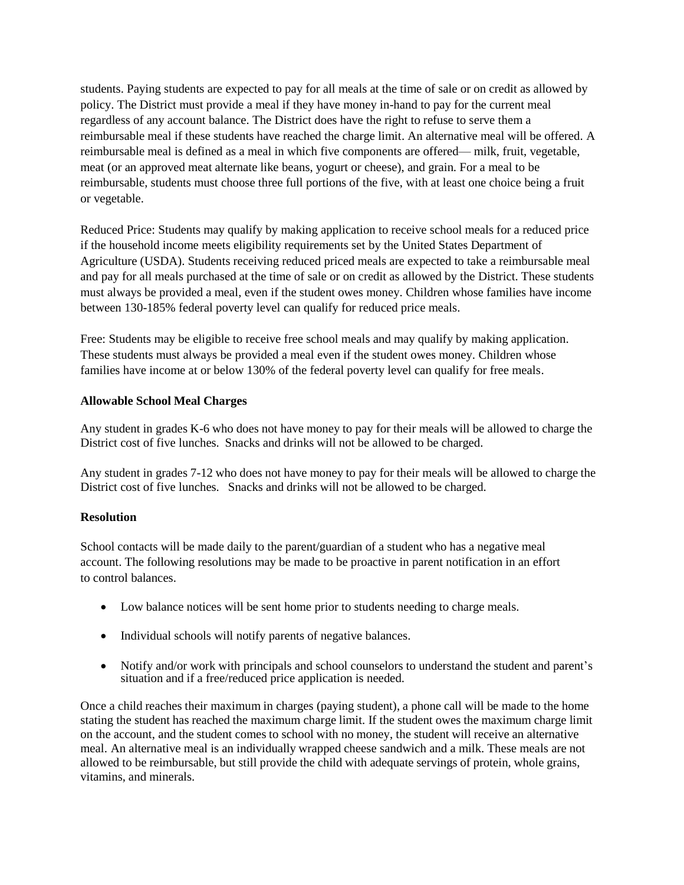students. Paying students are expected to pay for all meals at the time of sale or on credit as allowed by policy. The District must provide a meal if they have money in-hand to pay for the current meal regardless of any account balance. The District does have the right to refuse to serve them a reimbursable meal if these students have reached the charge limit. An alternative meal will be offered. A reimbursable meal is defined as a meal in which five components are offered— milk, fruit, vegetable, meat (or an approved meat alternate like beans, yogurt or cheese), and grain. For a meal to be reimbursable, students must choose three full portions of the five, with at least one choice being a fruit or vegetable.

Reduced Price: Students may qualify by making application to receive school meals for a reduced price if the household income meets eligibility requirements set by the United States Department of Agriculture (USDA). Students receiving reduced priced meals are expected to take a reimbursable meal and pay for all meals purchased at the time of sale or on credit as allowed by the District. These students must always be provided a meal, even if the student owes money. Children whose families have income between 130-185% federal poverty level can qualify for reduced price meals.

Free: Students may be eligible to receive free school meals and may qualify by making application. These students must always be provided a meal even if the student owes money. Children whose families have income at or below 130% of the federal poverty level can qualify for free meals.

**Allowable School Meal Charges**

Any student in grades K-6 who does not have money to pay for their meals will be allowed to charge the District cost of five lunches. Snacks and drinks will not be allowed to be charged.

Any student in grades 7-12 who does not have money to pay for their meals will be allowed to charge the District cost of five lunches. Snacks and drinks will not be allowed to be charged.

**Resolution**

School contacts will be made daily to the parent/guardian of a student who has a negative meal account. The following resolutions may be made to be proactive in parent notification in an effort to control balances.

- Low balance notices will be sent home prior to students needing to charge meals.
- Individual schools will notify parents of negative balances.
- Notify and/or work with principals and school counselors to understand the student and parent's situation and if a free/reduced price application is needed.

Once a child reaches their maximum in charges (paying student), a phone call will be made to the home stating the student has reached the maximum charge limit. If the student owes the maximum charge limit on the account, and the student comes to school with no money, the student will receive an alternative meal. An alternative meal is an individually wrapped cheese sandwich and a milk. These meals are not allowed to be reimbursable, but still provide the child with adequate servings of protein, whole grains, vitamins, and minerals.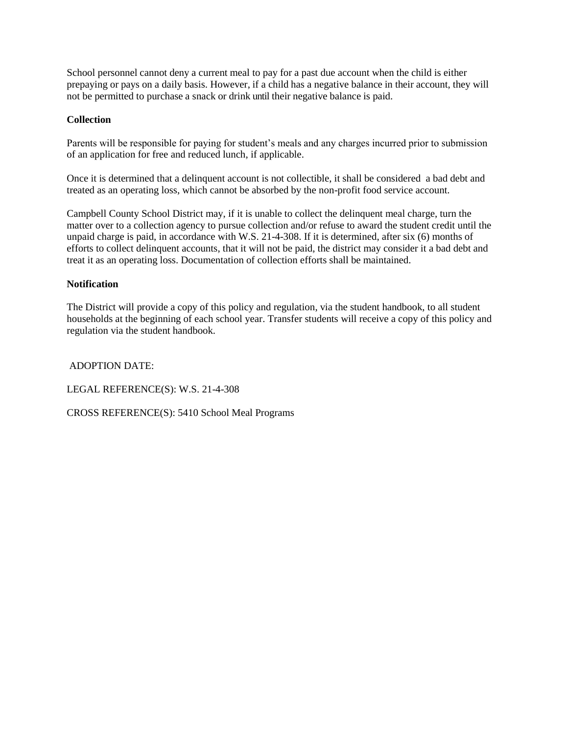School personnel cannot deny a current meal to pay for a past due account when the child is either prepaying or pays on a daily basis. However, if a child has a negative balance in their account, they will not be permitted to purchase a snack or drink until their negative balance is paid.

**Collection**

Parents will be responsible for paying for student's meals and any charges incurred prior to submission of an application for free and reduced lunch, if applicable.

Once it is determined that a delinquent account is not collectible, it shall be considered a bad debt and treated as an operating loss, which cannot be absorbed by the non-profit food service account.

Campbell County School District may, if it is unable to collect the delinquent meal charge, turn the matter over to a collection agency to pursue collection and/or refuse to award the student credit until the unpaid charge is paid, in accordance with W.S. 21-4-308. If it is determined, after six (6) months of efforts to collect delinquent accounts, that it will not be paid, the district may consider it a bad debt and treat it as an operating loss. Documentation of collection efforts shall be maintained.

**Notification**

The District will provide a copy of this policy and regulation, via the student handbook, to all student households at the beginning of each school year. Transfer students will receive a copy of this policy and regulation via the student handbook.

ADOPTION DATE:

LEGAL REFERENCE(S): W.S. 21-4-308

CROSS REFERENCE(S): 5410 School Meal Programs